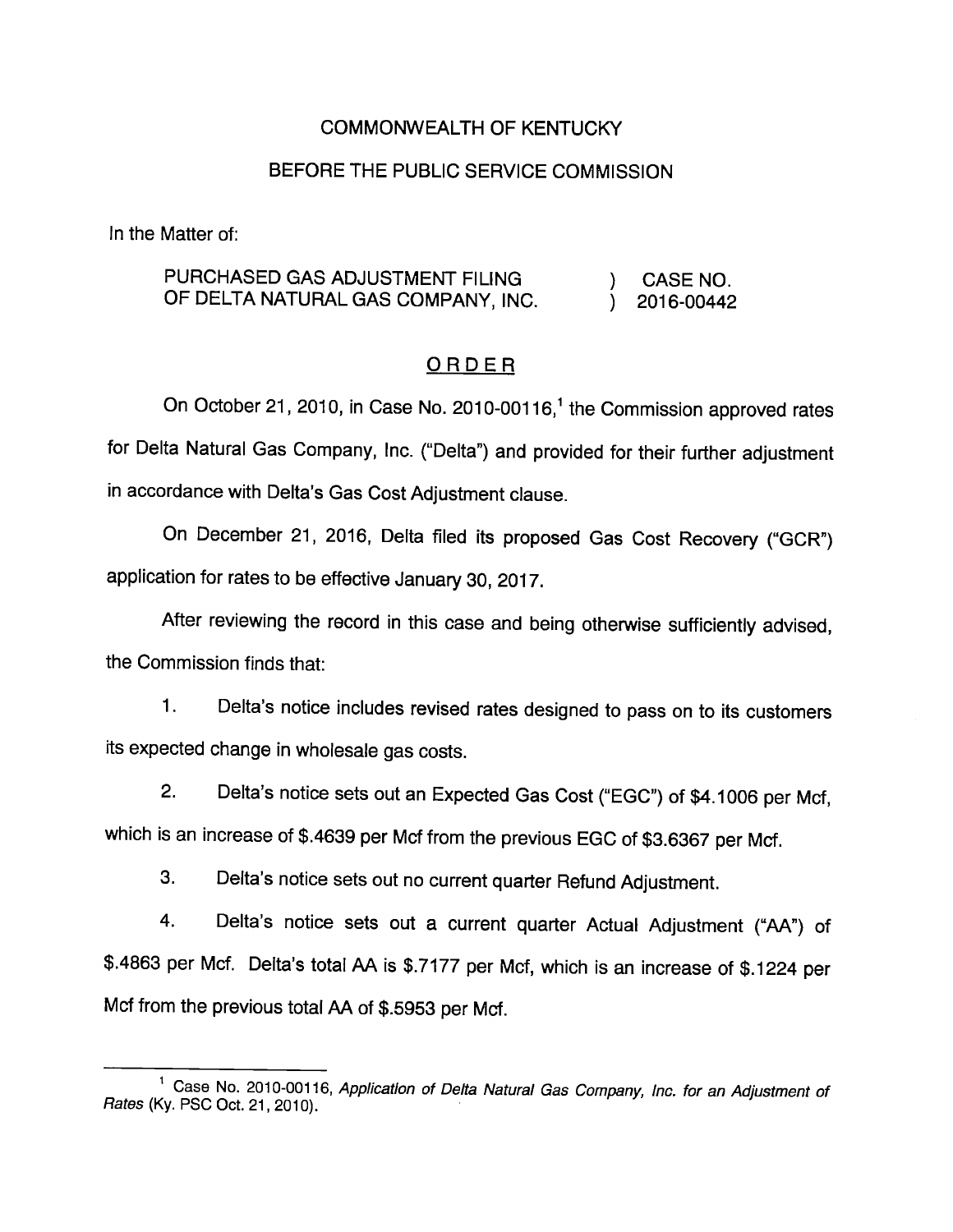COMMONWEALTH OF KENTUCKY

BEFORE THE PUBLIC SERVICE COMMISSION

In the Matter of:

| | | |
|---|---|---|
| PURCHASED GAS ADJUSTMENT FILING OF DELTA NATURAL GAS COMPANY, INC. | ) ) | CASE NO. 2016-00442 |

## ORDER

On October 21, 2010, in Case No. 2010-00116,[1] the Commission approved rates for Delta Natural Gas Company, Inc. ("Delta") and provided for their further adjustment in accordance with Delta's Gas Cost Adjustment clause.

On December 21, 2016, Delta filed its proposed Gas Cost Recovery ("GCR") application for rates to be effective January 30, 2017.

After reviewing the record in this case and being otherwise sufficiently advised, the Commission finds that:

1. Delta's notice includes revised rates designed to pass on to its customers its expected change in wholesale gas costs.

2. Delta's notice sets out an Expected Gas Cost ("EGC") of $4.1006 per Mcf, which is an increase of $.4639 per Mcf from the previous EGC of $3.6367 per Mcf.

3. Delta's notice sets out no current quarter Refund Adjustment.

4. Delta's notice sets out a current quarter Actual Adjustment ("AA") of $.4863 per Mcf. Delta's total AA is $.7177 per Mcf, which is an increase of $.1224 per Mcf from the previous total AA of $.5953 per Mcf.

[1] Case No. 2010-00116, *Application of Delta Natural Gas Company, Inc. for an Adjustment of Rates* (Ky. PSC Oct. 21, 2010).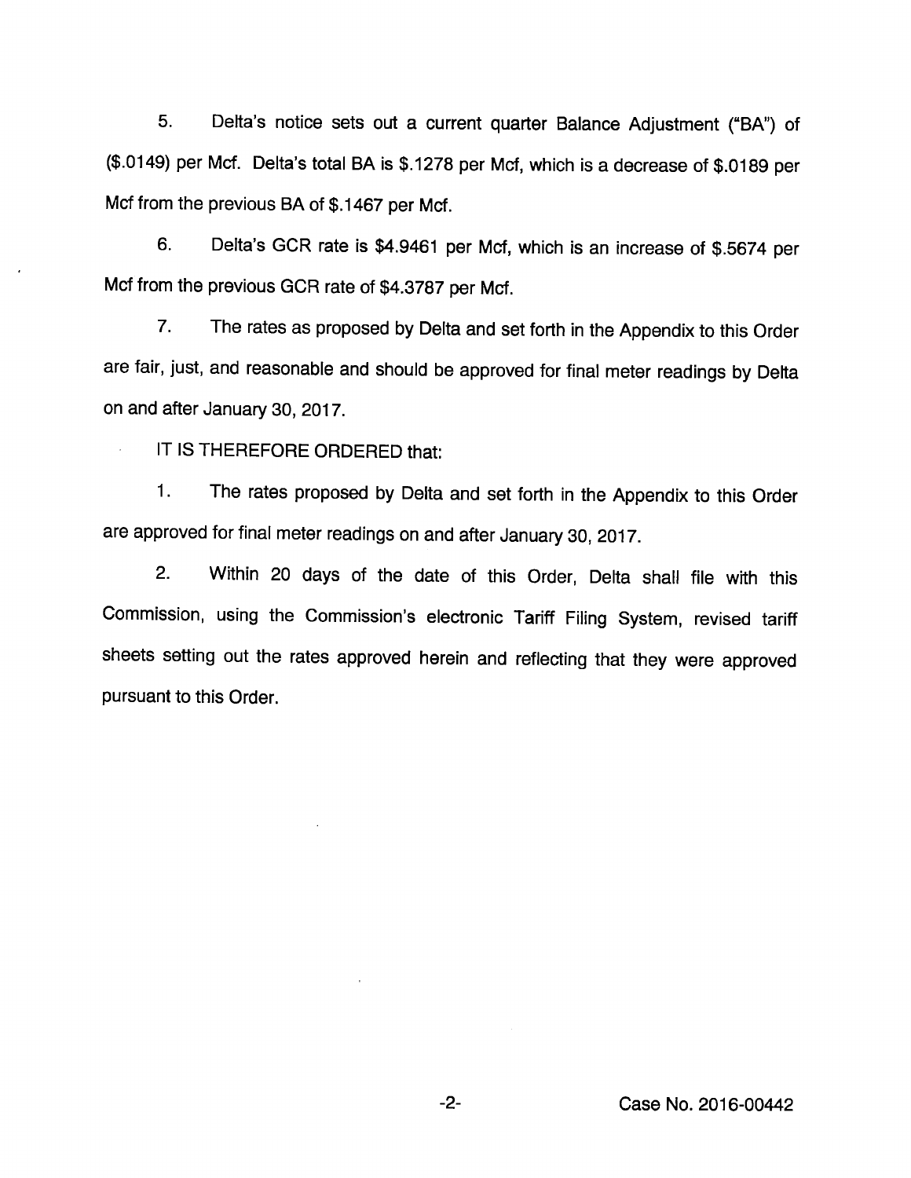5. Delta's notice sets out a current quarter Balance Adjustment ("BA") of ($.0149) per Mcf. Delta's total BA is $.1278 per Mcf, which is a decrease of $.0189 per Mcf from the previous BA of $.1467 per Mcf.

6. Delta's GCR rate is $4.9461 per Mcf, which is an increase of $.5674 per Mcf from the previous GCR rate of $4.3787 per Mcf.

7. The rates as proposed by Delta and set forth in the Appendix to this Order are fair, just, and reasonable and should be approved for final meter readings by Delta on and after January 30, 2017.

IT IS THEREFORE ORDERED that:

1. The rates proposed by Delta and set forth in the Appendix to this Order are approved for final meter readings on and after January 30, 2017.

2. Within 20 days of the date of this Order, Delta shall file with this Commission, using the Commission's electronic Tariff Filing System, revised tariff sheets setting out the rates approved herein and reflecting that they were approved pursuant to this Order.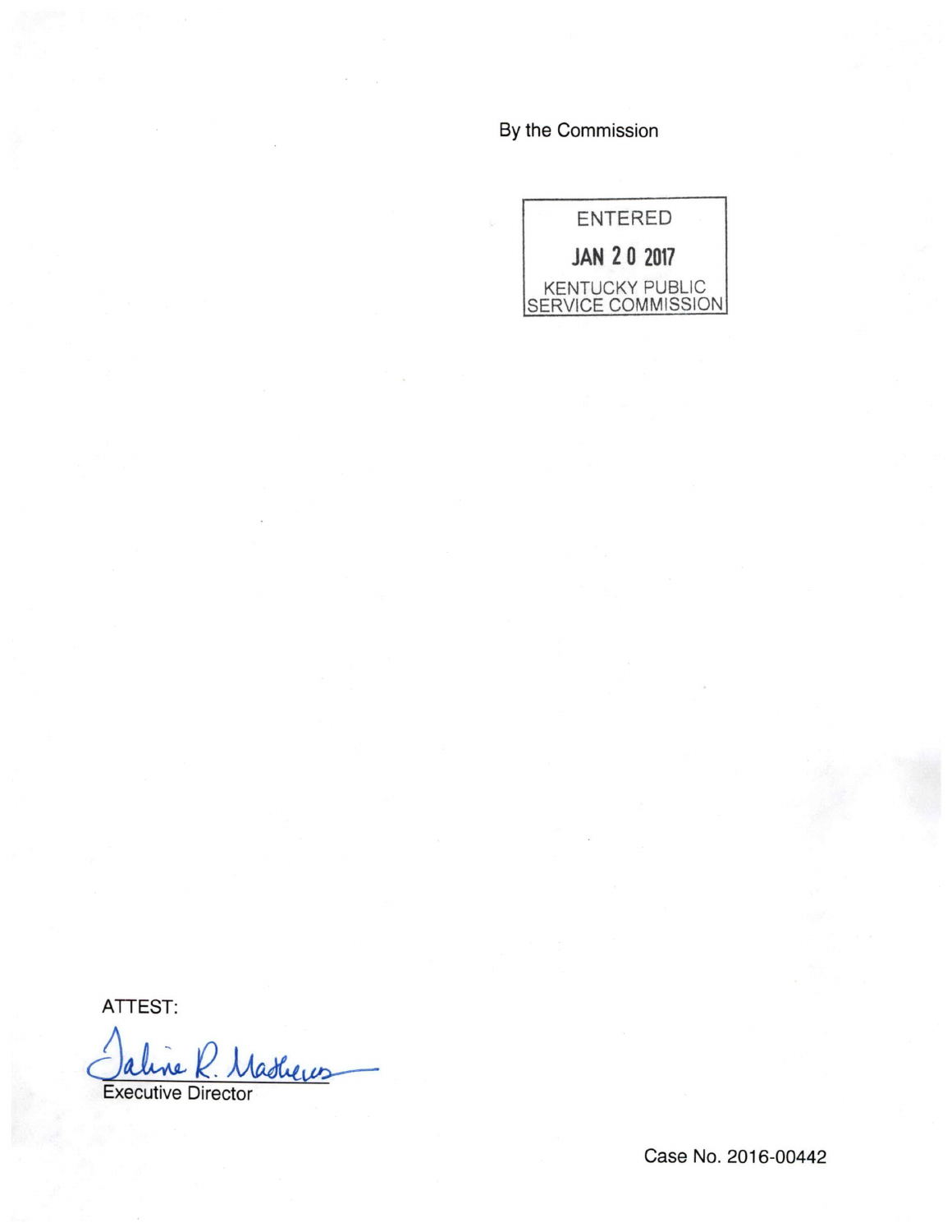By the Commission

ENTERED

JAN 20 2017

KENTUCKY PUBLIC SERVICE COMMISSION

ATTEST:

Executive Director

Case No. 2016-00442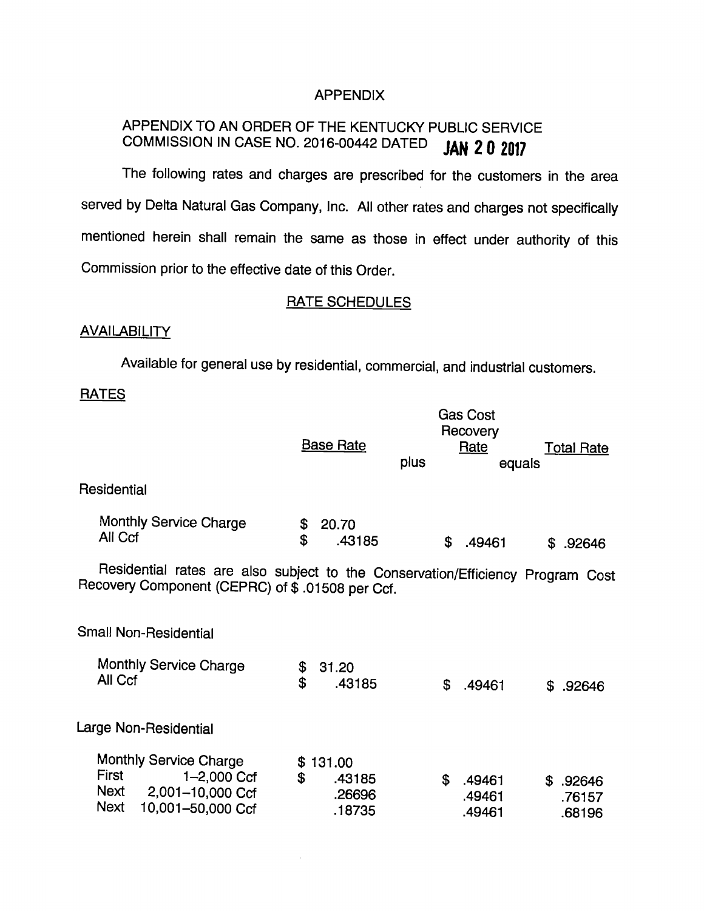# APPENDIX

## APPENDIX TO AN ORDER OF THE KENTUCKY PUBLIC SERVICE COMMISSION IN CASE NO. 2016-00442 DATED JAN 20 2017

The following rates and charges are prescribed for the customers in the area served by Delta Natural Gas Company, Inc. All other rates and charges not specifically mentioned herein shall remain the same as those in effect under authority of this Commission prior to the effective date of this Order.

### RATE SCHEDULES

**AVAILABILITY**

Available for general use by residential, commercial, and industrial customers.

**RATES**

| | Base Rate | plus | Gas Cost Recovery Rate | equals | Total Rate |
|---|---|---|---|---|---|
| **Residential** | | | | | |
| Monthly Service Charge | $ 20.70 | | | | |
| All Ccf | $ .43185 | | $ .49461 | | $ .92646 |

Residential rates are also subject to the Conservation/Efficiency Program Cost Recovery Component (CEPRC) of $ .01508 per Ccf.

| | Base Rate | plus | Gas Cost Recovery Rate | equals | Total Rate |
|---|---|---|---|---|---|
| **Small Non-Residential** | | | | | |
| Monthly Service Charge | $ 31.20 | | | | |
| All Ccf | $ .43185 | | $ .49461 | | $ .92646 |
| **Large Non-Residential** | | | | | |
| Monthly Service Charge | $ 131.00 | | | | |
| First 1–2,000 Ccf | $ .43185 | | $ .49461 | | $ .92646 |
| Next 2,001–10,000 Ccf | .26696 | | .49461 | | .76157 |
| Next 10,001–50,000 Ccf | .18735 | | .49461 | | .68196 |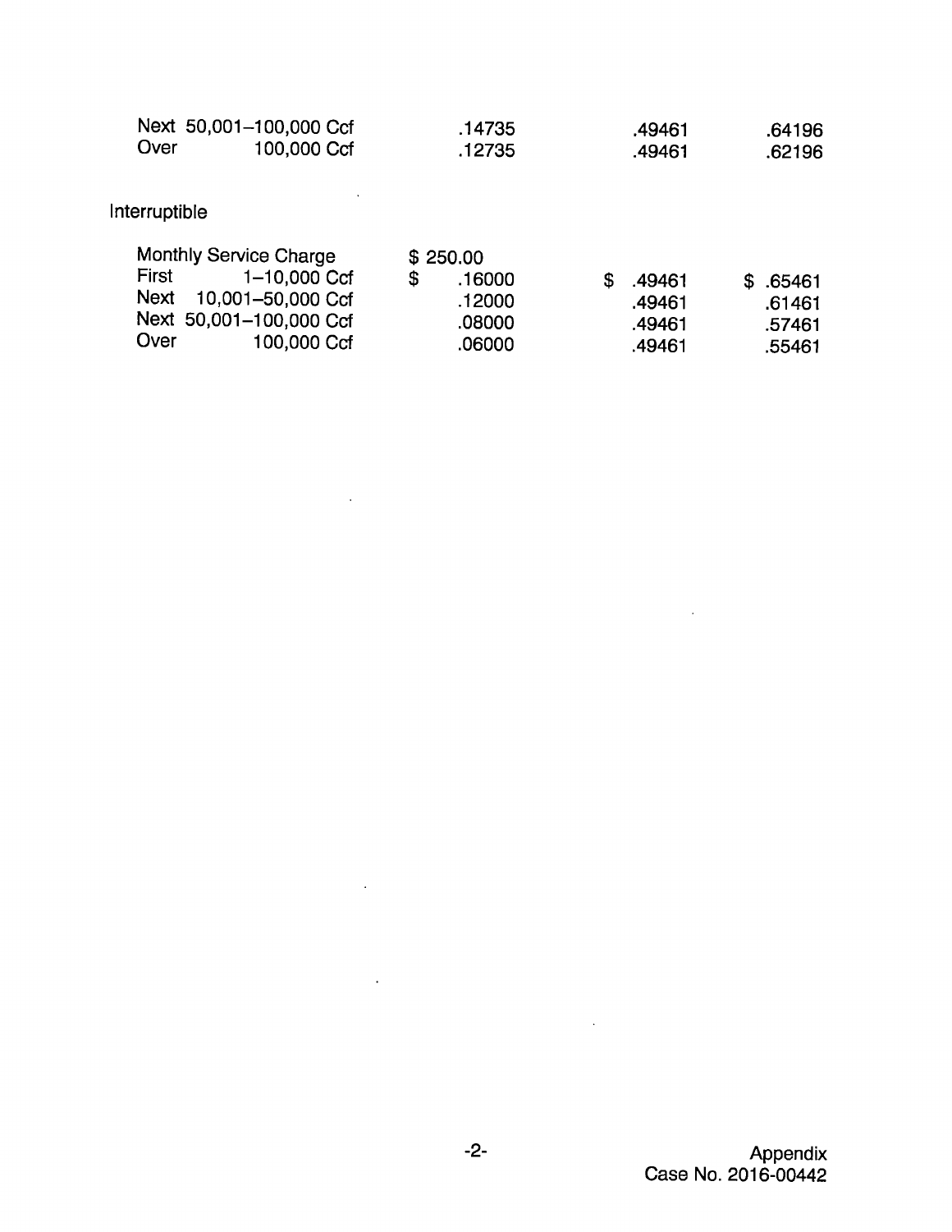| | | | |
|---|---|---|---|
| Next 50,001–100,000 Ccf | .14735 | .49461 | .64196 |
| Over 100,000 Ccf | .12735 | .49461 | .62196 |

Interruptible

| | | | |
|---|---|---|---|
| Monthly Service Charge | $ 250.00 | | |
| First 1–10,000 Ccf | $ .16000 | $ .49461 | $ .65461 |
| Next 10,001–50,000 Ccf | .12000 | .49461 | .61461 |
| Next 50,001–100,000 Ccf | .08000 | .49461 | .57461 |
| Over 100,000 Ccf | .06000 | .49461 | .55461 |

Appendix
Case No. 2016-00442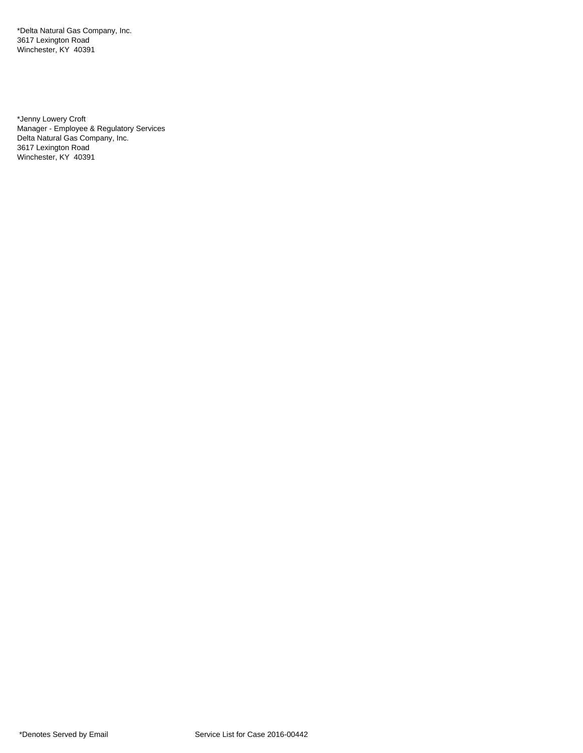*Delta Natural Gas Company, Inc.
3617 Lexington Road
Winchester, KY  40391

*Jenny Lowery Croft
Manager - Employee & Regulatory Services
Delta Natural Gas Company, Inc.
3617 Lexington Road
Winchester, KY  40391

*Denotes Served by Email

Service List for Case 2016-00442